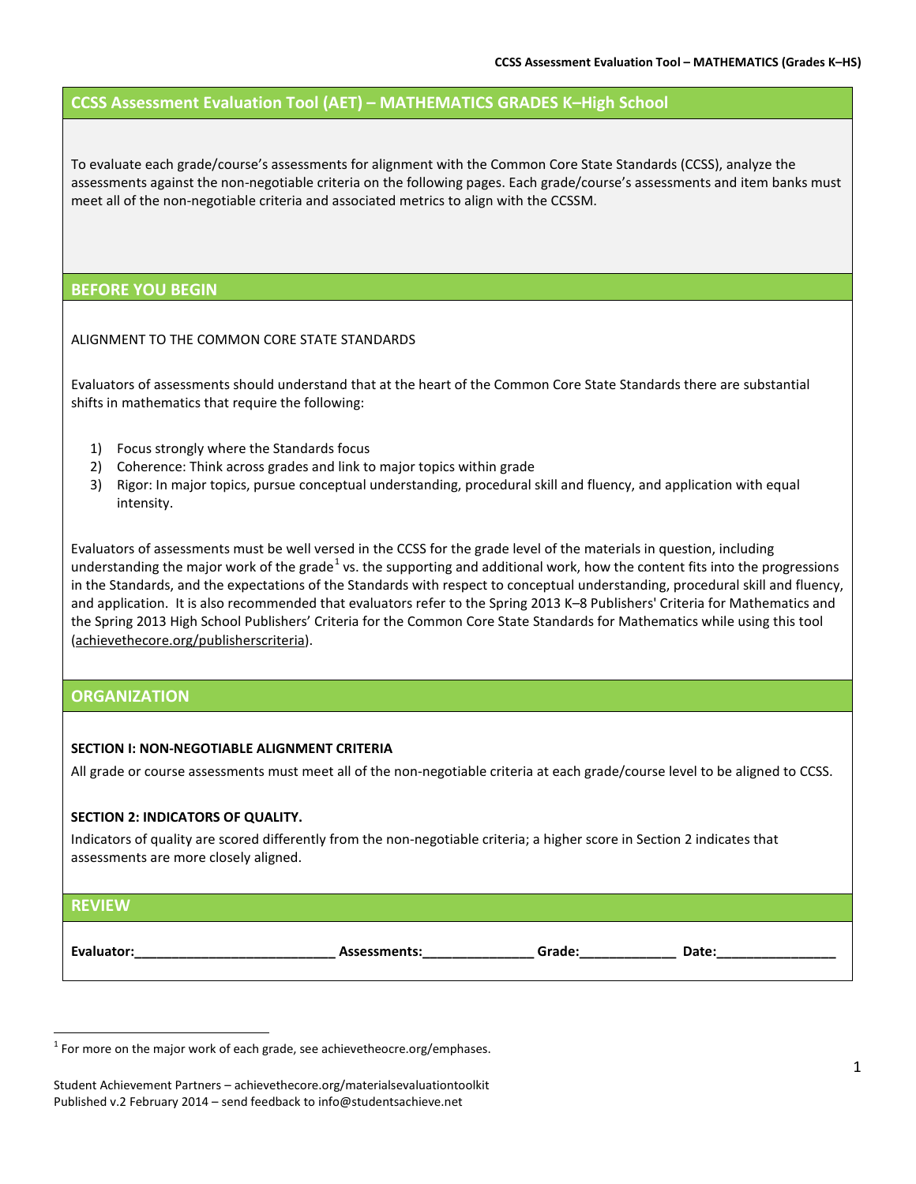# CCSS Assessment Evaluation Tool (AET) – MATHEMATICS GRADES K–High School

To evaluate each grade/course's assessments for alignment with the Common Core State Standards (CCSS), analyze the assessments against the non-negotiable criteria on the following pages. Each grade/course's assessments and item banks must meet all of the non-negotiable criteria and associated metrics to align with the CCSSM.

## BEFORE YOU BEGIN

ALIGNMENT TO THE COMMON CORE STATE STANDARDS

Evaluators of assessments should understand that at the heart of the Common Core State Standards there are substantial shifts in mathematics that require the following:

1) Focus strongly where the Standards focus
2) Coherence: Think across grades and link to major topics within grade
3) Rigor: In major topics, pursue conceptual understanding, procedural skill and fluency, and application with equal intensity.

Evaluators of assessments must be well versed in the CCSS for the grade level of the materials in question, including understanding the major work of the grade[1] vs. the supporting and additional work, how the content fits into the progressions in the Standards, and the expectations of the Standards with respect to conceptual understanding, procedural skill and fluency, and application. It is also recommended that evaluators refer to the Spring 2013 K–8 Publishers' Criteria for Mathematics and the Spring 2013 High School Publishers' Criteria for the Common Core State Standards for Mathematics while using this tool (achievethecore.org/publisherscriteria).

## ORGANIZATION

**SECTION I: NON-NEGOTIABLE ALIGNMENT CRITERIA**

All grade or course assessments must meet all of the non-negotiable criteria at each grade/course level to be aligned to CCSS.

**SECTION 2: INDICATORS OF QUALITY.**

Indicators of quality are scored differently from the non-negotiable criteria; a higher score in Section 2 indicates that assessments are more closely aligned.

## REVIEW

**Evaluator:**___________________________ **Assessments:**_______________ **Grade:**_____________ **Date:**________________

[1] For more on the major work of each grade, see achievetheocre.org/emphases.

Student Achievement Partners – achievethecore.org/materialsevaluationtoolkit
Published v.2 February 2014 – send feedback to info@studentsachieve.net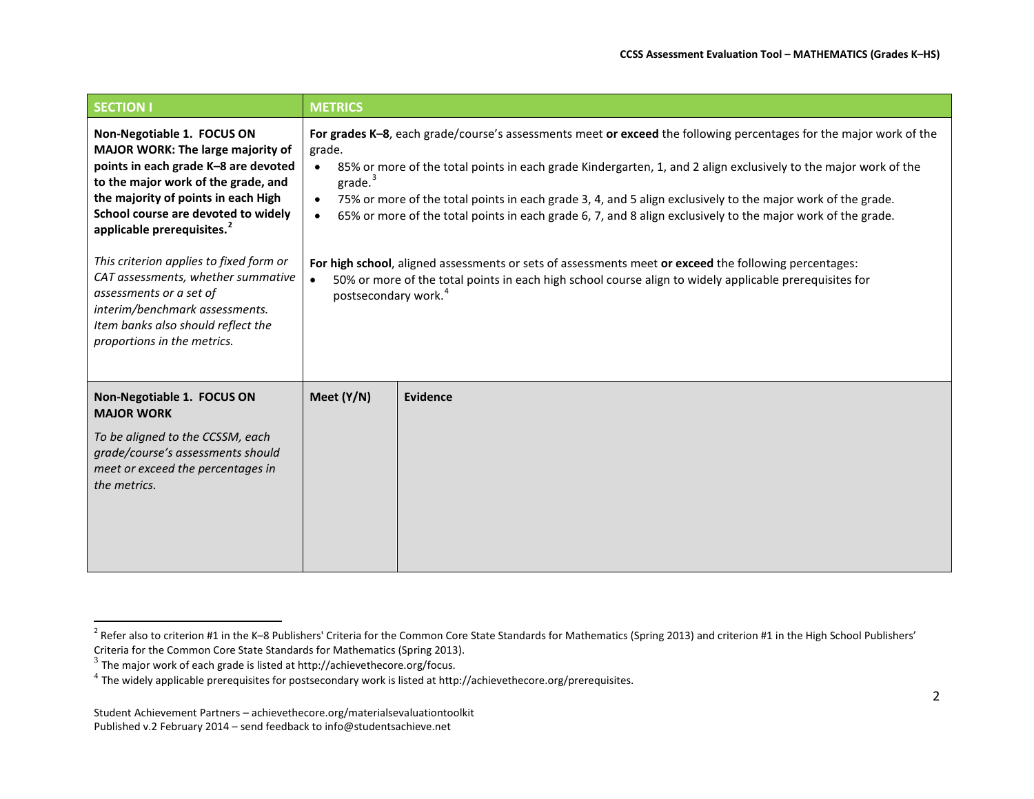| SECTION I | METRICS | |
|---|---|---|
| **Non-Negotiable 1. FOCUS ON MAJOR WORK: The large majority of points in each grade K–8 are devoted to the major work of the grade, and the majority of points in each High School course are devoted to widely applicable prerequisites.[2]**<br><br>*This criterion applies to fixed form or CAT assessments, whether summative assessments or a set of interim/benchmark assessments. Item banks also should reflect the proportions in the metrics.* | **For grades K–8**, each grade/course's assessments meet **or exceed** the following percentages for the major work of the grade.<br>• 85% or more of the total points in each grade Kindergarten, 1, and 2 align exclusively to the major work of the grade.[3]<br>• 75% or more of the total points in each grade 3, 4, and 5 align exclusively to the major work of the grade.<br>• 65% or more of the total points in each grade 6, 7, and 8 align exclusively to the major work of the grade.<br><br>**For high school**, aligned assessments or sets of assessments meet **or exceed** the following percentages:<br>• 50% or more of the total points in each high school course align to widely applicable prerequisites for postsecondary work.[4] | |
| **Non-Negotiable 1. FOCUS ON MAJOR WORK**<br><br>*To be aligned to the CCSSM, each grade/course's assessments should meet or exceed the percentages in the metrics.* | **Meet (Y/N)** | **Evidence** |

[2] Refer also to criterion #1 in the K–8 Publishers' Criteria for the Common Core State Standards for Mathematics (Spring 2013) and criterion #1 in the High School Publishers' Criteria for the Common Core State Standards for Mathematics (Spring 2013).

[3] The major work of each grade is listed at http://achievethecore.org/focus.

[4] The widely applicable prerequisites for postsecondary work is listed at http://achievethecore.org/prerequisites.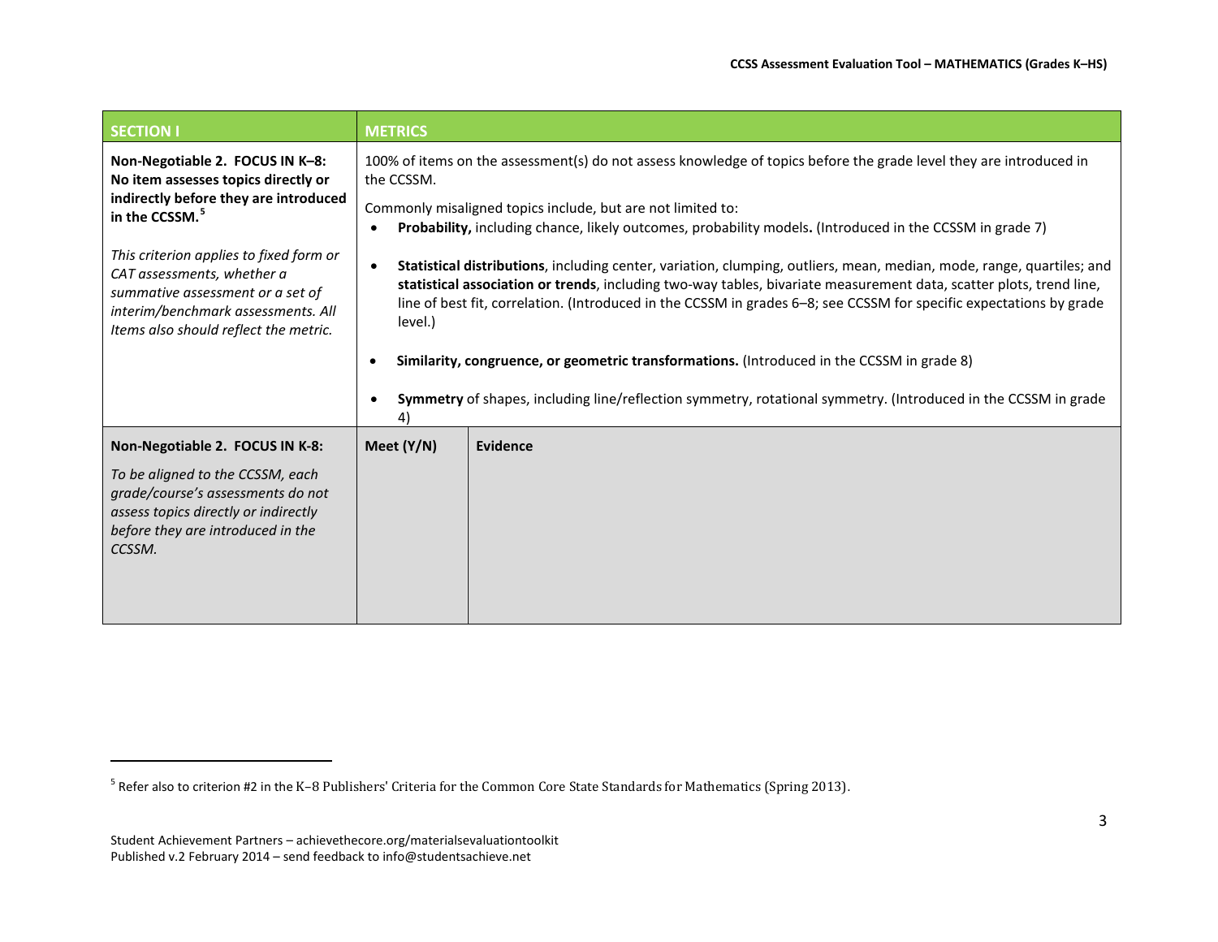| SECTION I | METRICS | |
|---|---|---|
| **Non-Negotiable 2. FOCUS IN K–8: No item assesses topics directly or indirectly before they are introduced in the CCSSM.**[5]<br><br>*This criterion applies to fixed form or CAT assessments, whether a summative assessment or a set of interim/benchmark assessments. All Items also should reflect the metric.* | 100% of items on the assessment(s) do not assess knowledge of topics before the grade level they are introduced in the CCSSM.<br><br>Commonly misaligned topics include, but are not limited to:<br>• **Probability,** including chance, likely outcomes, probability models**.** (Introduced in the CCSSM in grade 7)<br>• **Statistical distributions**, including center, variation, clumping, outliers, mean, median, mode, range, quartiles; and **statistical association or trends**, including two-way tables, bivariate measurement data, scatter plots, trend line, line of best fit, correlation. (Introduced in the CCSSM in grades 6–8; see CCSSM for specific expectations by grade level.)<br>• **Similarity, congruence, or geometric transformations.** (Introduced in the CCSSM in grade 8)<br>• **Symmetry** of shapes, including line/reflection symmetry, rotational symmetry. (Introduced in the CCSSM in grade 4) | |
| **Non-Negotiable 2. FOCUS IN K-8:**<br><br>*To be aligned to the CCSSM, each grade/course's assessments do not assess topics directly or indirectly before they are introduced in the CCSSM.* | **Meet (Y/N)** | **Evidence** |

[5] Refer also to criterion #2 in the K–8 Publishers' Criteria for the Common Core State Standards for Mathematics (Spring 2013).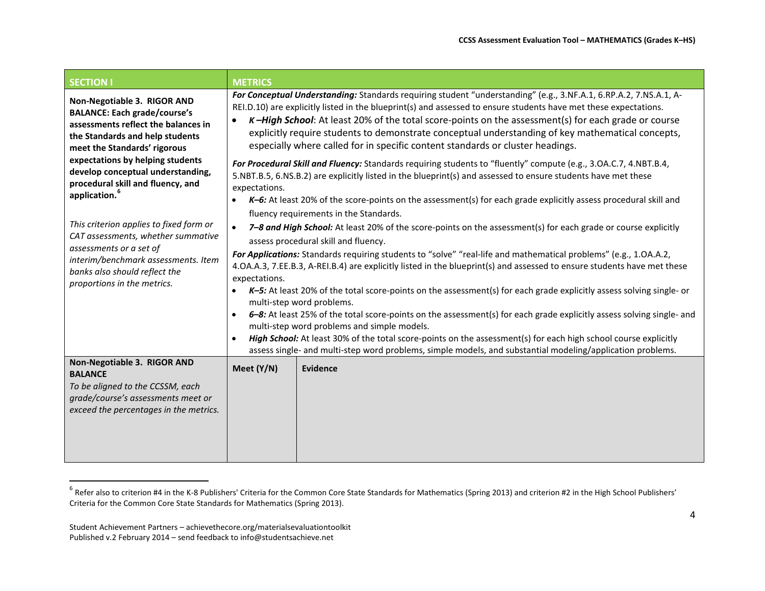| SECTION I | METRICS | |
|---|---|---|
| **Non-Negotiable 3. RIGOR AND BALANCE: Each grade/course's assessments reflect the balances in the Standards and help students meet the Standards' rigorous expectations by helping students develop conceptual understanding, procedural skill and fluency, and application.**[6]<br><br>*This criterion applies to fixed form or CAT assessments, whether summative assessments or a set of interim/benchmark assessments. Item banks also should reflect the proportions in the metrics.* | ***For Conceptual Understanding:*** Standards requiring student "understanding" (e.g., 3.NF.A.1, 6.RP.A.2, 7.NS.A.1, A-REI.D.10) are explicitly listed in the blueprint(s) and assessed to ensure students have met these expectations.<br>• ***K –High School***: At least 20% of the total score-points on the assessment(s) for each grade or course explicitly require students to demonstrate conceptual understanding of key mathematical concepts, especially where called for in specific content standards or cluster headings.<br><br>***For Procedural Skill and Fluency:*** Standards requiring students to "fluently" compute (e.g., 3.OA.C.7, 4.NBT.B.4, 5.NBT.B.5, 6.NS.B.2) are explicitly listed in the blueprint(s) and assessed to ensure students have met these expectations.<br>• ***K–6:*** At least 20% of the score-points on the assessment(s) for each grade explicitly assess procedural skill and fluency requirements in the Standards.<br>• ***7–8 and High School:*** At least 20% of the score-points on the assessment(s) for each grade or course explicitly assess procedural skill and fluency.<br><br>***For Applications:*** Standards requiring students to "solve" "real-life and mathematical problems" (e.g., 1.OA.A.2, 4.OA.A.3, 7.EE.B.3, A-REI.B.4) are explicitly listed in the blueprint(s) and assessed to ensure students have met these expectations.<br>• ***K–5:*** At least 20% of the total score-points on the assessment(s) for each grade explicitly assess solving single- or multi-step word problems.<br>• ***6–8:*** At least 25% of the total score-points on the assessment(s) for each grade explicitly assess solving single- and multi-step word problems and simple models.<br>• ***High School:*** At least 30% of the total score-points on the assessment(s) for each high school course explicitly assess single- and multi-step word problems, simple models, and substantial modeling/application problems. | |
| **Non-Negotiable 3. RIGOR AND BALANCE**<br>*To be aligned to the CCSSM, each grade/course's assessments meet or exceed the percentages in the metrics.* | **Meet (Y/N)** | **Evidence** |

[6] Refer also to criterion #4 in the K-8 Publishers' Criteria for the Common Core State Standards for Mathematics (Spring 2013) and criterion #2 in the High School Publishers' Criteria for the Common Core State Standards for Mathematics (Spring 2013).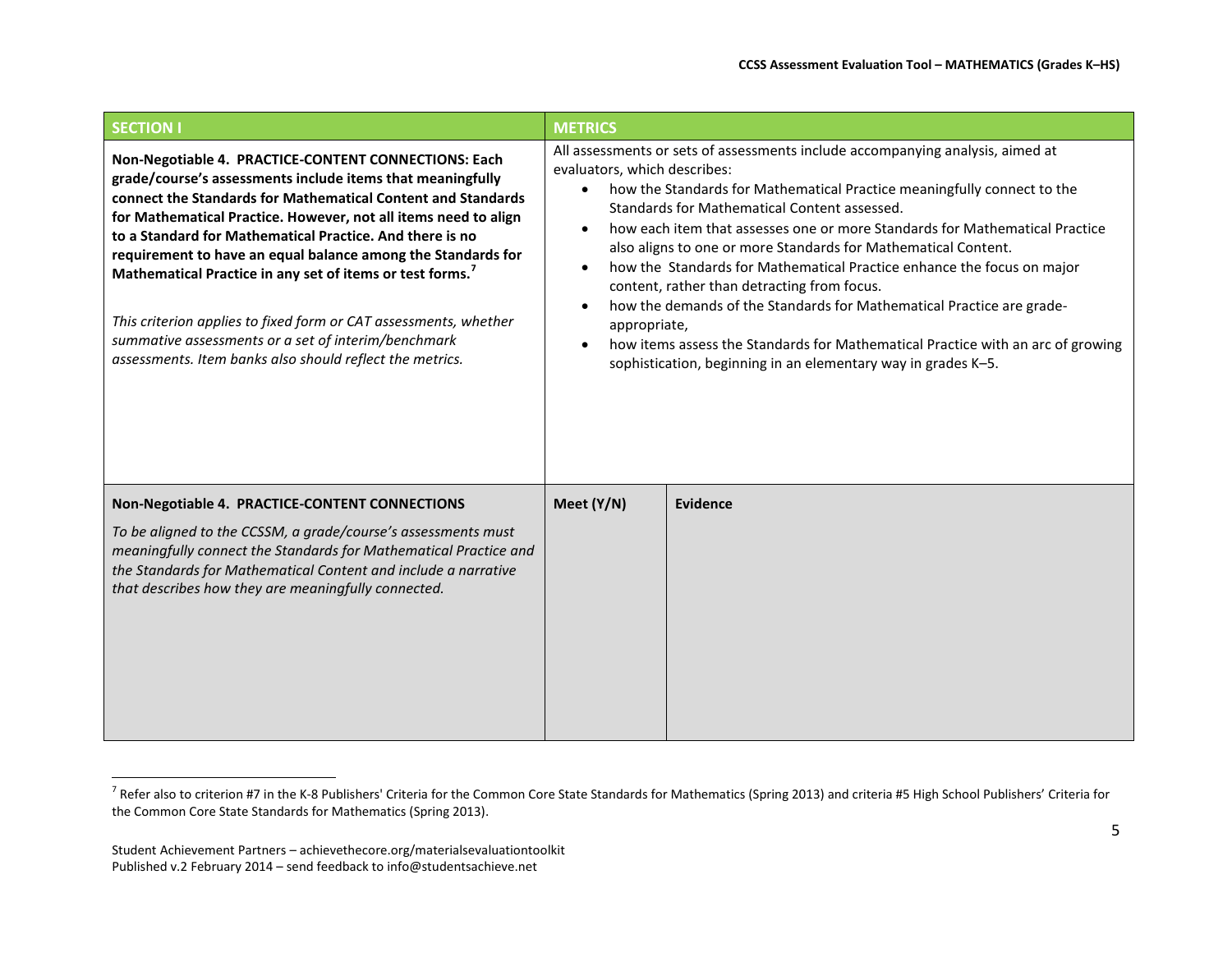| SECTION I | METRICS | |
|---|---|---|
| **Non-Negotiable 4. PRACTICE-CONTENT CONNECTIONS: Each grade/course's assessments include items that meaningfully connect the Standards for Mathematical Content and Standards for Mathematical Practice. However, not all items need to align to a Standard for Mathematical Practice. And there is no requirement to have an equal balance among the Standards for Mathematical Practice in any set of items or test forms.[7]**<br><br>*This criterion applies to fixed form or CAT assessments, whether summative assessments or a set of interim/benchmark assessments. Item banks also should reflect the metrics.* | All assessments or sets of assessments include accompanying analysis, aimed at evaluators, which describes:<br>• how the Standards for Mathematical Practice meaningfully connect to the Standards for Mathematical Content assessed.<br>• how each item that assesses one or more Standards for Mathematical Practice also aligns to one or more Standards for Mathematical Content.<br>• how the Standards for Mathematical Practice enhance the focus on major content, rather than detracting from focus.<br>• how the demands of the Standards for Mathematical Practice are grade-appropriate,<br>• how items assess the Standards for Mathematical Practice with an arc of growing sophistication, beginning in an elementary way in grades K–5. | |
| **Non-Negotiable 4. PRACTICE-CONTENT CONNECTIONS**<br><br>*To be aligned to the CCSSM, a grade/course's assessments must meaningfully connect the Standards for Mathematical Practice and the Standards for Mathematical Content and include a narrative that describes how they are meaningfully connected.* | **Meet (Y/N)** | **Evidence** |

[7] Refer also to criterion #7 in the K-8 Publishers' Criteria for the Common Core State Standards for Mathematics (Spring 2013) and criteria #5 High School Publishers' Criteria for the Common Core State Standards for Mathematics (Spring 2013).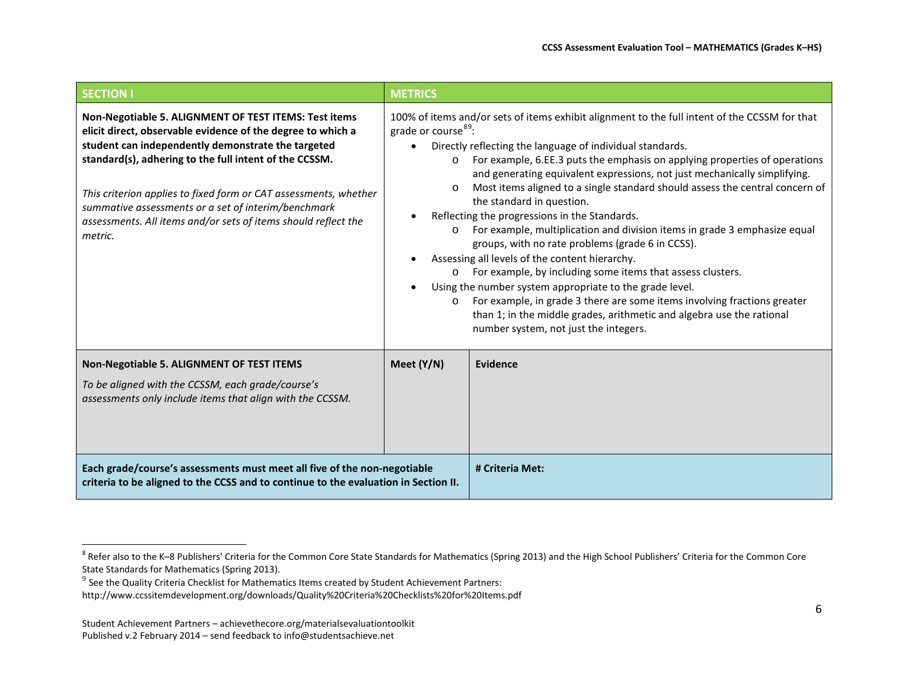| SECTION I | METRICS | |
|---|---|---|
| **Non-Negotiable 5. ALIGNMENT OF TEST ITEMS: Test items elicit direct, observable evidence of the degree to which a student can independently demonstrate the targeted standard(s), adhering to the full intent of the CCSSM.**<br><br>*This criterion applies to fixed form or CAT assessments, whether summative assessments or a set of interim/benchmark assessments. All items and/or sets of items should reflect the metric.* | 100% of items and/or sets of items exhibit alignment to the full intent of the CCSSM for that grade or course[8][9]:<br>• Directly reflecting the language of individual standards.<br>o For example, 6.EE.3 puts the emphasis on applying properties of operations and generating equivalent expressions, not just mechanically simplifying.<br>o Most items aligned to a single standard should assess the central concern of the standard in question.<br>• Reflecting the progressions in the Standards.<br>o For example, multiplication and division items in grade 3 emphasize equal groups, with no rate problems (grade 6 in CCSS).<br>• Assessing all levels of the content hierarchy.<br>o For example, by including some items that assess clusters.<br>• Using the number system appropriate to the grade level.<br>o For example, in grade 3 there are some items involving fractions greater than 1; in the middle grades, arithmetic and algebra use the rational number system, not just the integers. | |
| **Non-Negotiable 5. ALIGNMENT OF TEST ITEMS**<br><br>*To be aligned with the CCSSM, each grade/course's assessments only include items that align with the CCSSM.* | **Meet (Y/N)** | **Evidence** |
| **Each grade/course's assessments must meet all five of the non-negotiable criteria to be aligned to the CCSS and to continue to the evaluation in Section II.** | | **# Criteria Met:** |

[8] Refer also to the K–8 Publishers' Criteria for the Common Core State Standards for Mathematics (Spring 2013) and the High School Publishers' Criteria for the Common Core State Standards for Mathematics (Spring 2013).

[9] See the Quality Criteria Checklist for Mathematics Items created by Student Achievement Partners: http://www.ccssitemdevelopment.org/downloads/Quality%20Criteria%20Checklists%20for%20Items.pdf

Student Achievement Partners – achievethecore.org/materialsevaluationtoolkit
Published v.2 February 2014 – send feedback to info@studentsachieve.net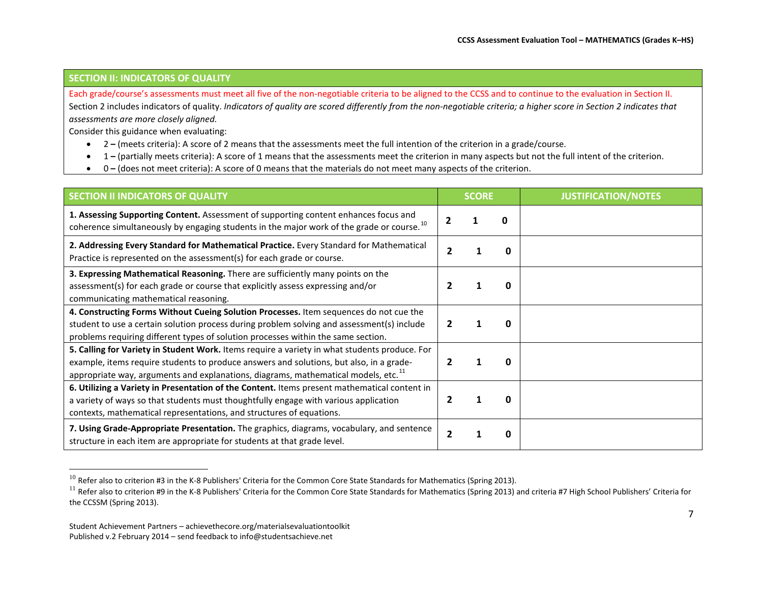## SECTION II: INDICATORS OF QUALITY

Each grade/course's assessments must meet all five of the non-negotiable criteria to be aligned to the CCSS and to continue to the evaluation in Section II.

Section 2 includes indicators of quality. *Indicators of quality are scored differently from the non-negotiable criteria; a higher score in Section 2 indicates that assessments are more closely aligned.*

Consider this guidance when evaluating:

- 2 **–** (meets criteria): A score of 2 means that the assessments meet the full intention of the criterion in a grade/course.
- 1 **–** (partially meets criteria): A score of 1 means that the assessments meet the criterion in many aspects but not the full intent of the criterion.
- 0 **–** (does not meet criteria): A score of 0 means that the materials do not meet many aspects of the criterion.

| SECTION II INDICATORS OF QUALITY | SCORE | JUSTIFICATION/NOTES |
|---|---|---|
| **1. Assessing Supporting Content.** Assessment of supporting content enhances focus and coherence simultaneously by engaging students in the major work of the grade or course.[10] | **2 1 0** | |
| **2. Addressing Every Standard for Mathematical Practice.** Every Standard for Mathematical Practice is represented on the assessment(s) for each grade or course. | **2 1 0** | |
| **3. Expressing Mathematical Reasoning.** There are sufficiently many points on the assessment(s) for each grade or course that explicitly assess expressing and/or communicating mathematical reasoning. | **2 1 0** | |
| **4. Constructing Forms Without Cueing Solution Processes.** Item sequences do not cue the student to use a certain solution process during problem solving and assessment(s) include problems requiring different types of solution processes within the same section. | **2 1 0** | |
| **5. Calling for Variety in Student Work.** Items require a variety in what students produce. For example, items require students to produce answers and solutions, but also, in a grade-appropriate way, arguments and explanations, diagrams, mathematical models, etc.[11] | **2 1 0** | |
| **6. Utilizing a Variety in Presentation of the Content.** Items present mathematical content in a variety of ways so that students must thoughtfully engage with various application contexts, mathematical representations, and structures of equations. | **2 1 0** | |
| **7. Using Grade-Appropriate Presentation.** The graphics, diagrams, vocabulary, and sentence structure in each item are appropriate for students at that grade level. | **2 1 0** | |

[10] Refer also to criterion #3 in the K-8 Publishers' Criteria for the Common Core State Standards for Mathematics (Spring 2013).

[11] Refer also to criterion #9 in the K-8 Publishers' Criteria for the Common Core State Standards for Mathematics (Spring 2013) and criteria #7 High School Publishers' Criteria for the CCSSM (Spring 2013).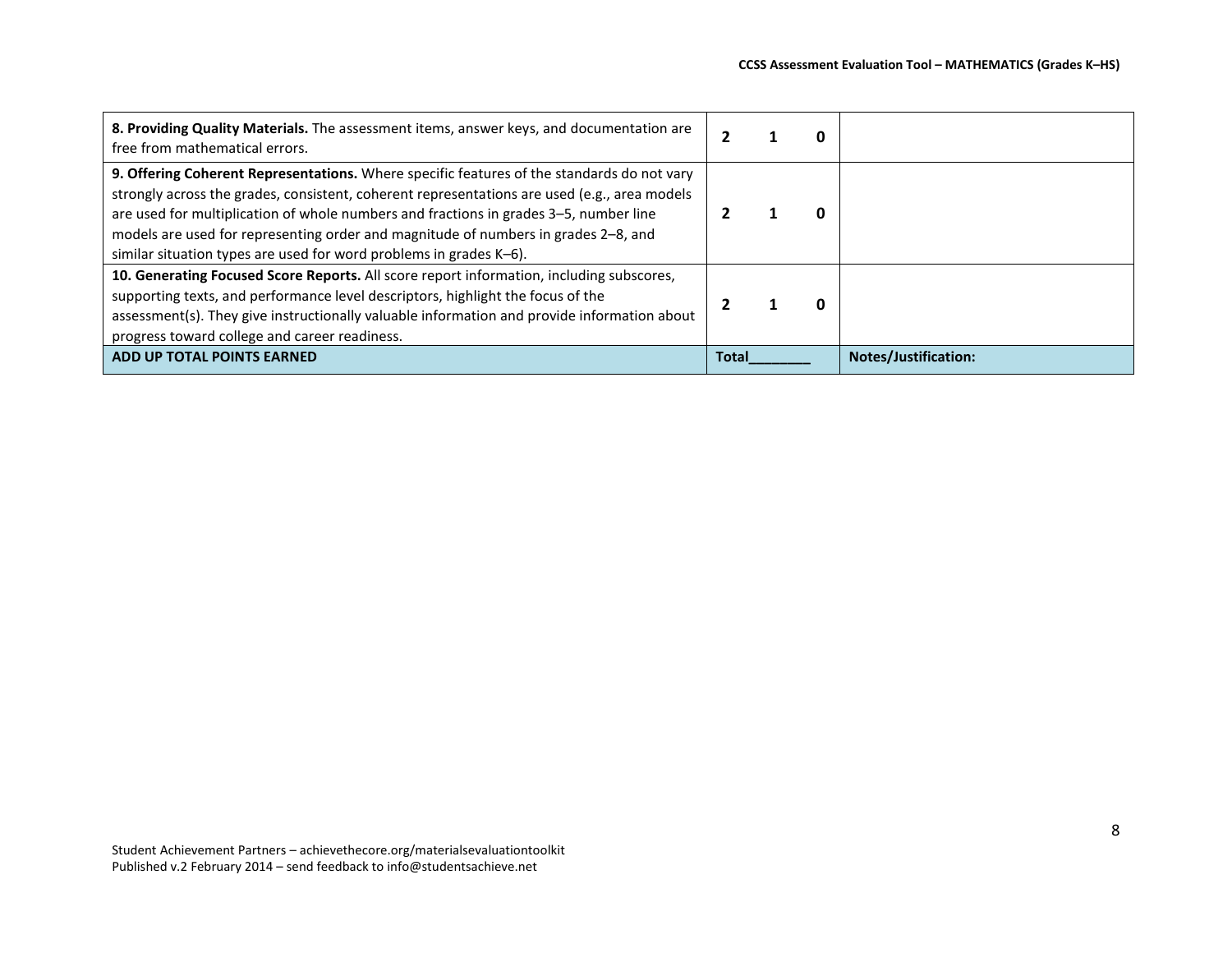| | | |
|---|---|---|
| **8. Providing Quality Materials.** The assessment items, answer keys, and documentation are free from mathematical errors. | **2 1 0** | |
| **9. Offering Coherent Representations.** Where specific features of the standards do not vary strongly across the grades, consistent, coherent representations are used (e.g., area models are used for multiplication of whole numbers and fractions in grades 3–5, number line models are used for representing order and magnitude of numbers in grades 2–8, and similar situation types are used for word problems in grades K–6). | **2 1 0** | |
| **10. Generating Focused Score Reports.** All score report information, including subscores, supporting texts, and performance level descriptors, highlight the focus of the assessment(s). They give instructionally valuable information and provide information about progress toward college and career readiness. | **2 1 0** | |
| **ADD UP TOTAL POINTS EARNED** | **Total_______** | **Notes/Justification:** |

Student Achievement Partners – achievethecore.org/materialsevaluationtoolkit
Published v.2 February 2014 – send feedback to info@studentsachieve.net